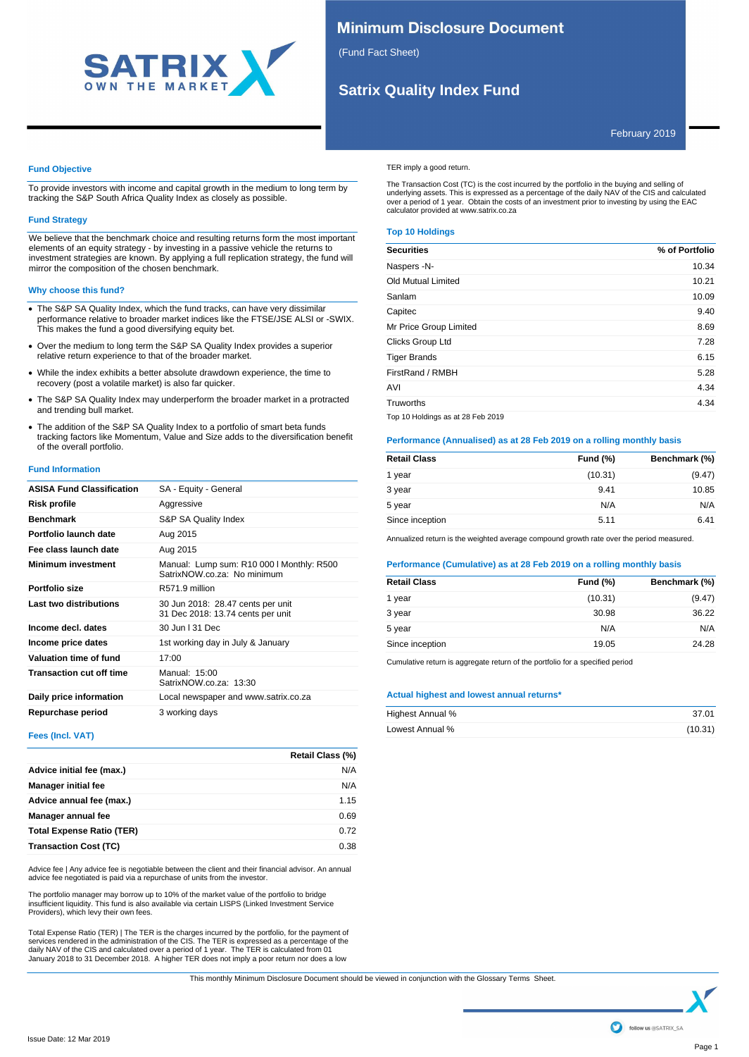# Minimum Disclosure Document

(Fund Fact Sheet)

## Satrix Quality Index Fund

February 2019

### Fund Objective

To provide investors with income and capital growth in the medium to long term by tracking the S&P South Africa Quality Index as closely as possible.

### Fund Strategy

We believe that the benchmark choice and resulting returns form the most important elements of an equity strategy - by investing in a passive vehicle the returns to investment strategies are known. By applying a full replication strategy, the fund will mirror the composition of the chosen benchmark.

### Why choose this fund?

- The S&P SA Quality Index, which the fund tracks, can have very dissimilar performance relative to broader market indices like the FTSE/JSE ALSI or -SWIX. This makes the fund a good diversifying equity bet.
- Over the medium to long term the S&P SA Quality Index provides a superior relative return experience to that of the broader market.
- While the index exhibits a better absolute drawdown experience, the time to recovery (post a volatile market) is also far quicker.
- The S&P SA Quality Index may underperform the broader market in a protracted and trending bull market.
- The addition of the S&P SA Quality Index to a portfolio of smart beta funds tracking factors like Momentum, Value and Size adds to the diversification benefit of the overall portfolio.

### Fund Information

| | |
|---|---|
| **ASISA Fund Classification** | SA - Equity - General |
| **Risk profile** | Aggressive |
| **Benchmark** | S&P SA Quality Index |
| **Portfolio launch date** | Aug 2015 |
| **Fee class launch date** | Aug 2015 |
| **Minimum investment** | Manual: Lump sum: R10 000 I Monthly: R500<br>SatrixNOW.co.za: No minimum |
| **Portfolio size** | R571.9 million |
| **Last two distributions** | 30 Jun 2018: 28.47 cents per unit<br>31 Dec 2018: 13.74 cents per unit |
| **Income decl. dates** | 30 Jun I 31 Dec |
| **Income price dates** | 1st working day in July & January |
| **Valuation time of fund** | 17:00 |
| **Transaction cut off time** | Manual: 15:00<br>SatrixNOW.co.za: 13:30 |
| **Daily price information** | Local newspaper and www.satrix.co.za |
| **Repurchase period** | 3 working days |

### Fees (Incl. VAT)

| | Retail Class (%) |
|---|---|
| **Advice initial fee (max.)** | N/A |
| **Manager initial fee** | N/A |
| **Advice annual fee (max.)** | 1.15 |
| **Manager annual fee** | 0.69 |
| **Total Expense Ratio (TER)** | 0.72 |
| **Transaction Cost (TC)** | 0.38 |

Advice fee | Any advice fee is negotiable between the client and their financial advisor. An annual advice fee negotiated is paid via a repurchase of units from the investor.

The portfolio manager may borrow up to 10% of the market value of the portfolio to bridge insufficient liquidity. This fund is also available via certain LISPS (Linked Investment Service Providers), which levy their own fees.

Total Expense Ratio (TER) | The TER is the charges incurred by the portfolio, for the payment of services rendered in the administration of the CIS. The TER is expressed as a percentage of the daily NAV of the CIS and calculated over a period of 1 year. The TER is calculated from 01 January 2018 to 31 December 2018. A higher TER does not imply a poor return nor does a low TER imply a good return.

The Transaction Cost (TC) is the cost incurred by the portfolio in the buying and selling of underlying assets. This is expressed as a percentage of the daily NAV of the CIS and calculated over a period of 1 year. Obtain the costs of an investment prior to investing by using the EAC calculator provided at www.satrix.co.za

### Top 10 Holdings

| Securities | % of Portfolio |
|---|---|
| Naspers -N- | 10.34 |
| Old Mutual Limited | 10.21 |
| Sanlam | 10.09 |
| Capitec | 9.40 |
| Mr Price Group Limited | 8.69 |
| Clicks Group Ltd | 7.28 |
| Tiger Brands | 6.15 |
| FirstRand / RMBH | 5.28 |
| AVI | 4.34 |
| Truworths | 4.34 |

Top 10 Holdings as at 28 Feb 2019

### Performance (Annualised) as at 28 Feb 2019 on a rolling monthly basis

| Retail Class | Fund (%) | Benchmark (%) |
|---|---|---|
| 1 year | (10.31) | (9.47) |
| 3 year | 9.41 | 10.85 |
| 5 year | N/A | N/A |
| Since inception | 5.11 | 6.41 |

Annualized return is the weighted average compound growth rate over the period measured.

### Performance (Cumulative) as at 28 Feb 2019 on a rolling monthly basis

| Retail Class | Fund (%) | Benchmark (%) |
|---|---|---|
| 1 year | (10.31) | (9.47) |
| 3 year | 30.98 | 36.22 |
| 5 year | N/A | N/A |
| Since inception | 19.05 | 24.28 |

Cumulative return is aggregate return of the portfolio for a specified period

### Actual highest and lowest annual returns*

| | |
|---|---|
| Highest Annual % | 37.01 |
| Lowest Annual % | (10.31) |

This monthly Minimum Disclosure Document should be viewed in conjunction with the Glossary Terms Sheet.

Issue Date: 12 Mar 2019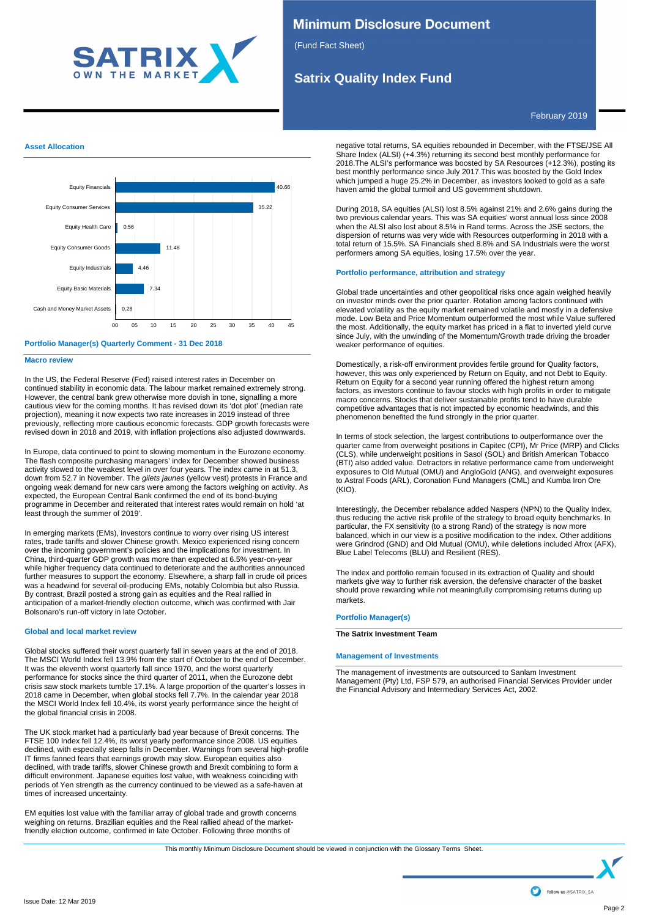# Minimum Disclosure Document

(Fund Fact Sheet)

## Satrix Quality Index Fund

February 2019

### Asset Allocation

| Asset | % |
|---|---|
| Equity Financials | 40.66 |
| Equity Consumer Services | 35.22 |
| Equity Health Care | 0.56 |
| Equity Consumer Goods | 11.48 |
| Equity Industrials | 4.46 |
| Equity Basic Materials | 7.34 |
| Cash and Money Market Assets | 0.28 |

### Portfolio Manager(s) Quarterly Comment - 31 Dec 2018

#### Macro review

In the US, the Federal Reserve (Fed) raised interest rates in December on continued stability in economic data. The labour market remained extremely strong. However, the central bank grew otherwise more dovish in tone, signalling a more cautious view for the coming months. It has revised down its 'dot plot' (median rate projection), meaning it now expects two rate increases in 2019 instead of three previously, reflecting more cautious economic forecasts. GDP growth forecasts were revised down in 2018 and 2019, with inflation projections also adjusted downwards.

In Europe, data continued to point to slowing momentum in the Eurozone economy. The flash composite purchasing managers' index for December showed business activity slowed to the weakest level in over four years. The index came in at 51.3, down from 52.7 in November. The *gilets jaunes* (yellow vest) protests in France and ongoing weak demand for new cars were among the factors weighing on activity. As expected, the European Central Bank confirmed the end of its bond-buying programme in December and reiterated that interest rates would remain on hold 'at least through the summer of 2019'.

In emerging markets (EMs), investors continue to worry over rising US interest rates, trade tariffs and slower Chinese growth. Mexico experienced rising concern over the incoming government's policies and the implications for investment. In China, third-quarter GDP growth was more than expected at 6.5% year-on-year while higher frequency data continued to deteriorate and the authorities announced further measures to support the economy. Elsewhere, a sharp fall in crude oil prices was a headwind for several oil-producing EMs, notably Colombia but also Russia. By contrast, Brazil posted a strong gain as equities and the Real rallied in anticipation of a market-friendly election outcome, which was confirmed with Jair Bolsonaro's run-off victory in late October.

#### Global and local market review

Global stocks suffered their worst quarterly fall in seven years at the end of 2018. The MSCI World Index fell 13.9% from the start of October to the end of December. It was the eleventh worst quarterly fall since 1970, and the worst quarterly performance for stocks since the third quarter of 2011, when the Eurozone debt crisis saw stock markets tumble 17.1%. A large proportion of the quarter's losses in 2018 came in December, when global stocks fell 7.7%. In the calendar year 2018 the MSCI World Index fell 10.4%, its worst yearly performance since the height of the global financial crisis in 2008.

The UK stock market had a particularly bad year because of Brexit concerns. The FTSE 100 Index fell 12.4%, its worst yearly performance since 2008. US equities declined, with especially steep falls in December. Warnings from several high-profile IT firms fanned fears that earnings growth may slow. European equities also declined, with trade tariffs, slower Chinese growth and Brexit combining to form a difficult environment. Japanese equities lost value, with weakness coinciding with periods of Yen strength as the currency continued to be viewed as a safe-haven at times of increased uncertainty.

EM equities lost value with the familiar array of global trade and growth concerns weighing on returns. Brazilian equities and the Real rallied ahead of the market-friendly election outcome, confirmed in late October. Following three months of negative total returns, SA equities rebounded in December, with the FTSE/JSE All Share Index (ALSI) (+4.3%) returning its second best monthly performance for 2018.The ALSI's performance was boosted by SA Resources (+12.3%), posting its best monthly performance since July 2017.This was boosted by the Gold Index which jumped a huge 25.2% in December, as investors looked to gold as a safe haven amid the global turmoil and US government shutdown.

During 2018, SA equities (ALSI) lost 8.5% against 21% and 2.6% gains during the two previous calendar years. This was SA equities' worst annual loss since 2008 when the ALSI also lost about 8.5% in Rand terms. Across the JSE sectors, the dispersion of returns was very wide with Resources outperforming in 2018 with a total return of 15.5%. SA Financials shed 8.8% and SA Industrials were the worst performers among SA equities, losing 17.5% over the year.

#### Portfolio performance, attribution and strategy

Global trade uncertainties and other geopolitical risks once again weighed heavily on investor minds over the prior quarter. Rotation among factors continued with elevated volatility as the equity market remained volatile and mostly in a defensive mode. Low Beta and Price Momentum outperformed the most while Value suffered the most. Additionally, the equity market has priced in a flat to inverted yield curve since July, with the unwinding of the Momentum/Growth trade driving the broader weaker performance of equities.

Domestically, a risk-off environment provides fertile ground for Quality factors, however, this was only experienced by Return on Equity, and not Debt to Equity. Return on Equity for a second year running offered the highest return among factors, as investors continue to favour stocks with high profits in order to mitigate macro concerns. Stocks that deliver sustainable profits tend to have durable competitive advantages that is not impacted by economic headwinds, and this phenomenon benefited the fund strongly in the prior quarter.

In terms of stock selection, the largest contributions to outperformance over the quarter came from overweight positions in Capitec (CPI), Mr Price (MRP) and Clicks (CLS), while underweight positions in Sasol (SOL) and British American Tobacco (BTI) also added value. Detractors in relative performance came from underweight exposures to Old Mutual (OMU) and AngloGold (ANG), and overweight exposures to Astral Foods (ARL), Coronation Fund Managers (CML) and Kumba Iron Ore (KIO).

Interestingly, the December rebalance added Naspers (NPN) to the Quality Index, thus reducing the active risk profile of the strategy to broad equity benchmarks. In particular, the FX sensitivity (to a strong Rand) of the strategy is now more balanced, which in our view is a positive modification to the index. Other additions were Grindrod (GND) and Old Mutual (OMU), while deletions included Afrox (AFX), Blue Label Telecoms (BLU) and Resilient (RES).

The index and portfolio remain focused in its extraction of Quality and should markets give way to further risk aversion, the defensive character of the basket should prove rewarding while not meaningfully compromising returns during up markets.

### Portfolio Manager(s)

**The Satrix Investment Team**

### Management of Investments

The management of investments are outsourced to Sanlam Investment Management (Pty) Ltd, FSP 579, an authorised Financial Services Provider under the Financial Advisory and Intermediary Services Act, 2002.

This monthly Minimum Disclosure Document should be viewed in conjunction with the Glossary Terms Sheet.

Issue Date: 12 Mar 2019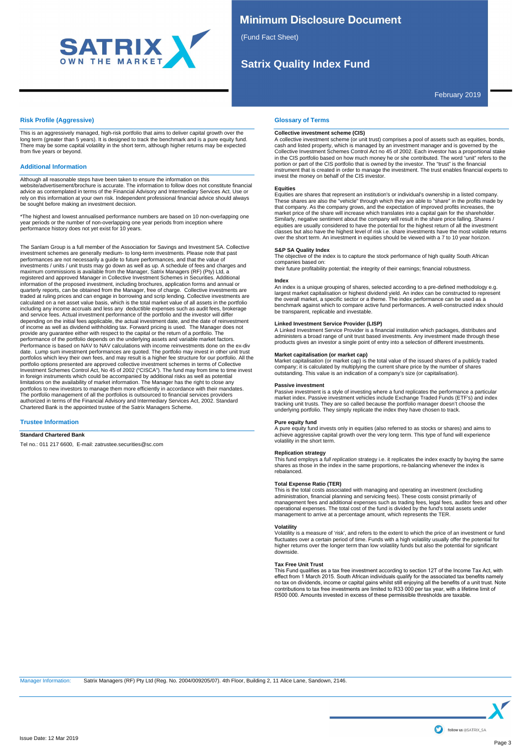# Minimum Disclosure Document

(Fund Fact Sheet)

## Satrix Quality Index Fund

February 2019

### Risk Profile (Aggressive)

This is an aggressively managed, high-risk portfolio that aims to deliver capital growth over the long term (greater than 5 years). It is designed to track the benchmark and is a pure equity fund. There may be some capital volatility in the short term, although higher returns may be expected from five years or beyond.

### Additional Information

Although all reasonable steps have been taken to ensure the information on this website/advertisement/brochure is accurate. The information to follow does not constitute financial advice as contemplated in terms of the Financial Advisory and Intermediary Services Act. Use or rely on this information at your own risk. Independent professional financial advice should always be sought before making an investment decision.

*The highest and lowest annualised performance numbers are based on 10 non-overlapping one year periods or the number of non-overlapping one year periods from inception where performance history does not yet exist for 10 years.

The Sanlam Group is a full member of the Association for Savings and Investment SA. Collective investment schemes are generally medium- to long-term investments. Please note that past performances are not necessarily a guide to future performances, and that the value of investments / units / unit trusts may go down as well as up. A schedule of fees and charges and maximum commissions is available from the Manager, Satrix Managers (RF) (Pty) Ltd, a registered and approved Manager in Collective Investment Schemes in Securities. Additional information of the proposed investment, including brochures, application forms and annual or quarterly reports, can be obtained from the Manager, free of charge. Collective investments are traded at ruling prices and can engage in borrowing and scrip lending. Collective investments are calculated on a net asset value basis, which is the total market value of all assets in the portfolio including any income accruals and less any deductible expenses such as audit fees, brokerage and service fees. Actual investment performance of the portfolio and the investor will differ depending on the initial fees applicable, the actual investment date, and the date of reinvestment of income as well as dividend withholding tax. Forward pricing is used. The Manager does not provide any guarantee either with respect to the capital or the return of a portfolio. The performance of the portfolio depends on the underlying assets and variable market factors. Performance is based on NAV to NAV calculations with income reinvestments done on the ex-div date. Lump sum investment performances are quoted. The portfolio may invest in other unit trust portfolios which levy their own fees, and may result is a higher fee structure for our portfolio. All the portfolio options presented are approved collective investment schemes in terms of Collective Investment Schemes Control Act, No 45 of 2002 ("CISCA"). The fund may from time to time invest in foreign instruments which could be accompanied by additional risks as well as potential limitations on the availability of market information. The Manager has the right to close any portfolios to new investors to manage them more efficiently in accordance with their mandates. The portfolio management of all the portfolios is outsourced to financial services providers authorized in terms of the Financial Advisory and Intermediary Services Act, 2002. Standard Chartered Bank is the appointed trustee of the Satrix Managers Scheme.

### Trustee Information

**Standard Chartered Bank**

Tel no.: 011 217 6600, E-mail: zatrustee.securities@sc.com

### Glossary of Terms

**Collective investment scheme (CIS)**
A collective investment scheme (or unit trust) comprises a pool of assets such as equities, bonds, cash and listed property, which is managed by an investment manager and is governed by the Collective Investment Schemes Control Act no 45 of 2002. Each investor has a proportional stake in the CIS portfolio based on how much money he or she contributed. The word "unit" refers to the portion or part of the CIS portfolio that is owned by the investor. The "trust" is the financial instrument that is created in order to manage the investment. The trust enables financial experts to invest the money on behalf of the CIS investor.

**Equities**
Equities are shares that represent an institution's or individual's ownership in a listed company. These shares are also the "vehicle" through which they are able to "share" in the profits made by that company. As the company grows, and the expectation of improved profits increases, the market price of the share will increase which translates into a capital gain for the shareholder. Similarly, negative sentiment about the company will result in the share price falling. Shares / equities are usually considered to have the potential for the highest return of all the investment classes but also have the highest level of risk i.e. share investments have the most volatile returns over the short term. An investment in equities should be viewed with a 7 to 10 year horizon.

**S&P SA Quality Index**
The objective of the index is to capture the stock performance of high quality South African companies based on:
their future profitability potential; the integrity of their earnings; financial robustness.

**Index**
An index is a unique grouping of shares, selected according to a pre-defined methodology e.g. largest market capitalisation or highest dividend yield. An index can be constructed to represent the overall market, a specific sector or a theme. The index performance can be used as a benchmark against which to compare active fund performances. A well-constructed index should be transparent, replicable and investable.

**Linked Investment Service Provider (LISP)**
A Linked Investment Service Provider is a financial institution which packages, distributes and administers a broad range of unit trust based investments. Any investment made through these products gives an investor a single point of entry into a selection of different investments.

**Market capitalisation (or market cap)**
Market capitalisation (or market cap) is the total value of the issued shares of a publicly traded company; it is calculated by multiplying the current share price by the number of shares outstanding. This value is an indication of a company's size (or capitalisation).

**Passive investment**
Passive investment is a style of investing where a fund replicates the performance a particular market index. Passive investment vehicles include Exchange Traded Funds (ETF's) and index tracking unit trusts. They are so called because the portfolio manager doesn't choose the underlying portfolio. They simply replicate the index they have chosen to track.

**Pure equity fund**
A pure equity fund invests only in equities (also referred to as stocks or shares) and aims to achieve aggressive capital growth over the very long term. This type of fund will experience volatility in the short term.

**Replication strategy**
This fund employs a *full replication* strategy i.e. it replicates the index exactly by buying the same shares as those in the index in the same proportions, re-balancing whenever the index is rebalanced.

**Total Expense Ratio (TER)**
This is the total costs associated with managing and operating an investment (excluding administration, financial planning and servicing fees). These costs consist primarily of management fees and additional expenses such as trading fees, legal fees, auditor fees and other operational expenses. The total cost of the fund is divided by the fund's total assets under management to arrive at a percentage amount, which represents the TER.

**Volatility**
Volatility is a measure of 'risk', and refers to the extent to which the price of an investment or fund fluctuates over a certain period of time. Funds with a high volatility usually offer the potential for higher returns over the longer term than low volatility funds but also the potential for significant downside.

**Tax Free Unit Trust**
This Fund qualifies as a tax free investment according to section 12T of the Income Tax Act, with effect from 1 March 2015. South African individuals qualify for the associated tax benefits namely no tax on dividends, income or capital gains whilst still enjoying all the benefits of a unit trust. Note contributions to tax free investments are limited to R33 000 per tax year, with a lifetime limit of R500 000. Amounts invested in excess of these permissible thresholds are taxable.

Manager Information: Satrix Managers (RF) Pty Ltd (Reg. No. 2004/009205/07). 4th Floor, Building 2, 11 Alice Lane, Sandown, 2146.

Issue Date: 12 Mar 2019